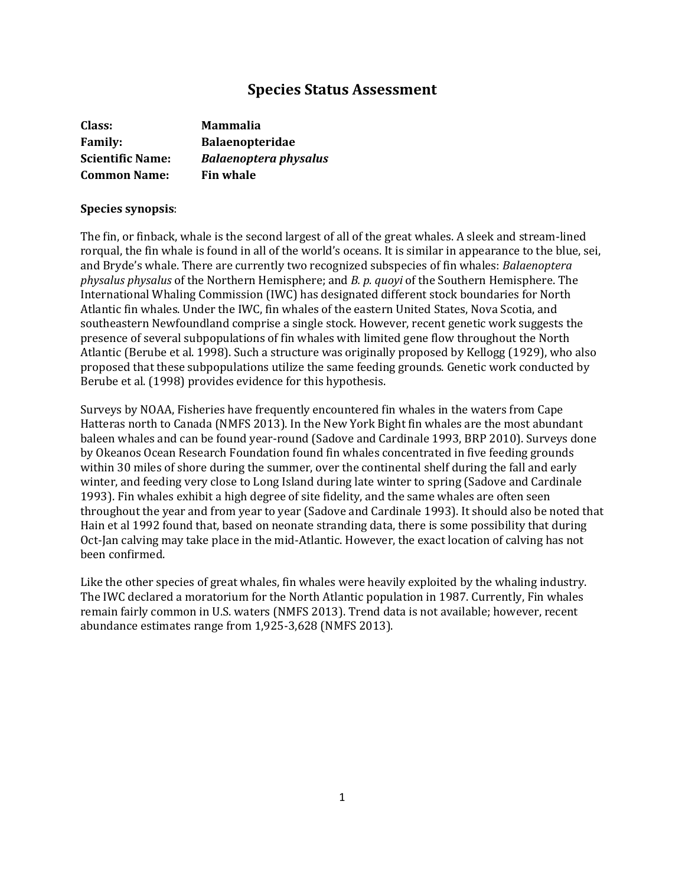# Species Status Assessment

**Class:** **Mammalia**
**Family:** **Balaenopteridae**
**Scientific Name:** ***Balaenoptera physalus***
**Common Name:** **Fin whale**

**Species synopsis**:

The fin, or finback, whale is the second largest of all of the great whales. A sleek and stream-lined rorqual, the fin whale is found in all of the world's oceans. It is similar in appearance to the blue, sei, and Bryde's whale. There are currently two recognized subspecies of fin whales: *Balaenoptera physalus physalus* of the Northern Hemisphere; and *B. p. quoyi* of the Southern Hemisphere. The International Whaling Commission (IWC) has designated different stock boundaries for North Atlantic fin whales. Under the IWC, fin whales of the eastern United States, Nova Scotia, and southeastern Newfoundland comprise a single stock. However, recent genetic work suggests the presence of several subpopulations of fin whales with limited gene flow throughout the North Atlantic (Berube et al. 1998). Such a structure was originally proposed by Kellogg (1929), who also proposed that these subpopulations utilize the same feeding grounds. Genetic work conducted by Berube et al. (1998) provides evidence for this hypothesis.

Surveys by NOAA, Fisheries have frequently encountered fin whales in the waters from Cape Hatteras north to Canada (NMFS 2013). In the New York Bight fin whales are the most abundant baleen whales and can be found year-round (Sadove and Cardinale 1993, BRP 2010). Surveys done by Okeanos Ocean Research Foundation found fin whales concentrated in five feeding grounds within 30 miles of shore during the summer, over the continental shelf during the fall and early winter, and feeding very close to Long Island during late winter to spring (Sadove and Cardinale 1993). Fin whales exhibit a high degree of site fidelity, and the same whales are often seen throughout the year and from year to year (Sadove and Cardinale 1993). It should also be noted that Hain et al 1992 found that, based on neonate stranding data, there is some possibility that during Oct-Jan calving may take place in the mid-Atlantic. However, the exact location of calving has not been confirmed.

Like the other species of great whales, fin whales were heavily exploited by the whaling industry. The IWC declared a moratorium for the North Atlantic population in 1987. Currently, Fin whales remain fairly common in U.S. waters (NMFS 2013). Trend data is not available; however, recent abundance estimates range from 1,925-3,628 (NMFS 2013).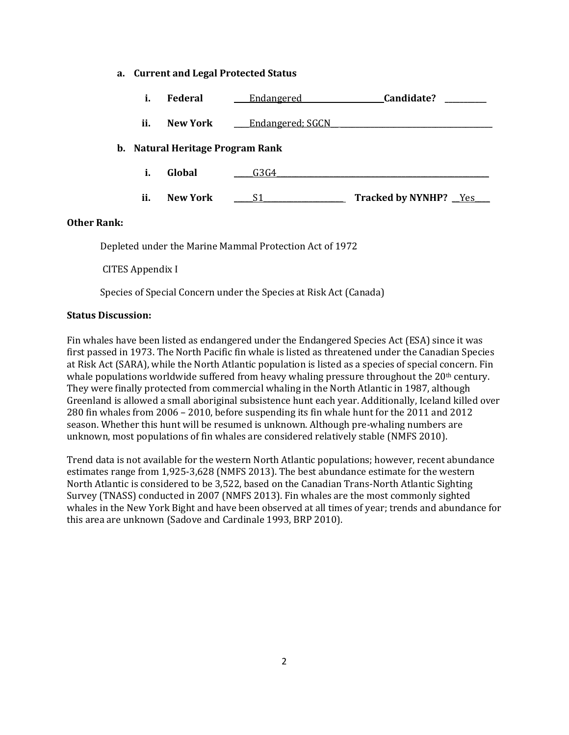**a. Current and Legal Protected Status**

**i. Federal** Endangered **Candidate?** ______

**ii. New York** Endangered; SGCN

**b. Natural Heritage Program Rank**

**i. Global** G3G4

**ii. New York** S1 **Tracked by NYNHP?** Yes

**Other Rank:**

Depleted under the Marine Mammal Protection Act of 1972

CITES Appendix I

Species of Special Concern under the Species at Risk Act (Canada)

**Status Discussion:**

Fin whales have been listed as endangered under the Endangered Species Act (ESA) since it was first passed in 1973. The North Pacific fin whale is listed as threatened under the Canadian Species at Risk Act (SARA), while the North Atlantic population is listed as a species of special concern. Fin whale populations worldwide suffered from heavy whaling pressure throughout the 20th century. They were finally protected from commercial whaling in the North Atlantic in 1987, although Greenland is allowed a small aboriginal subsistence hunt each year. Additionally, Iceland killed over 280 fin whales from 2006 – 2010, before suspending its fin whale hunt for the 2011 and 2012 season. Whether this hunt will be resumed is unknown. Although pre-whaling numbers are unknown, most populations of fin whales are considered relatively stable (NMFS 2010).

Trend data is not available for the western North Atlantic populations; however, recent abundance estimates range from 1,925-3,628 (NMFS 2013). The best abundance estimate for the western North Atlantic is considered to be 3,522, based on the Canadian Trans-North Atlantic Sighting Survey (TNASS) conducted in 2007 (NMFS 2013). Fin whales are the most commonly sighted whales in the New York Bight and have been observed at all times of year; trends and abundance for this area are unknown (Sadove and Cardinale 1993, BRP 2010).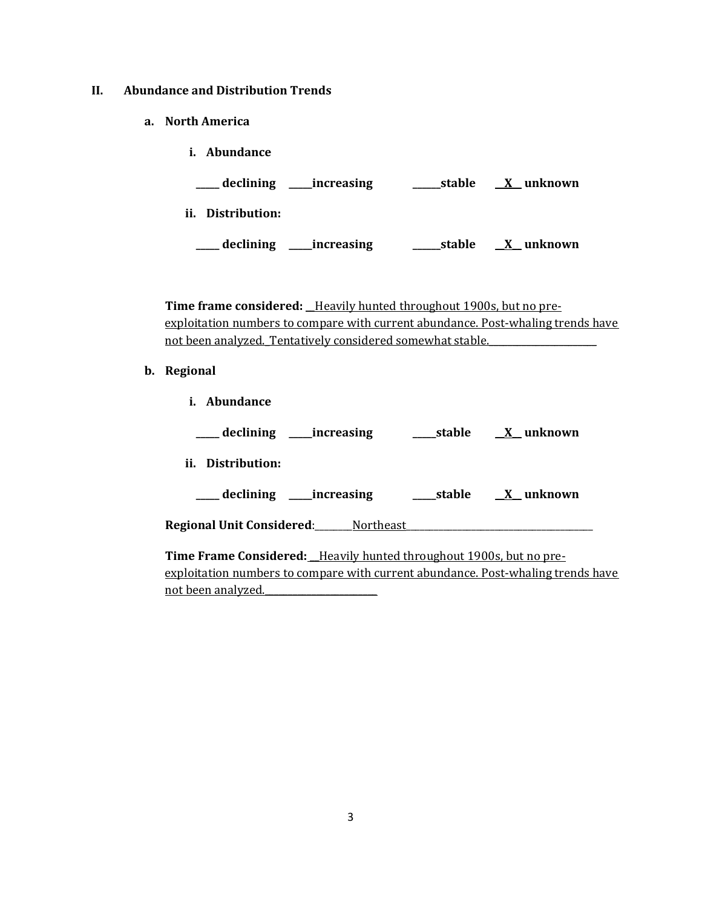## II. Abundance and Distribution Trends

### a. North America

**i. Abundance**

**_____ declining _____increasing ______stable __X__ unknown**

**ii. Distribution:**

**_____ declining _____increasing ______stable __X__ unknown**

**Time frame considered:** __Heavily hunted throughout 1900s, but no pre-exploitation numbers to compare with current abundance. Post-whaling trends have not been analyzed. Tentatively considered somewhat stable.______________________

### b. Regional

**i. Abundance**

**_____ declining _____increasing _____stable __X__ unknown**

**ii. Distribution:**

**_____ declining _____increasing _____stable __X__ unknown**

**Regional Unit Considered**:________Northeast________________________________________

**Time Frame Considered:** __Heavily hunted throughout 1900s, but no pre-exploitation numbers to compare with current abundance. Post-whaling trends have not been analyzed.________________________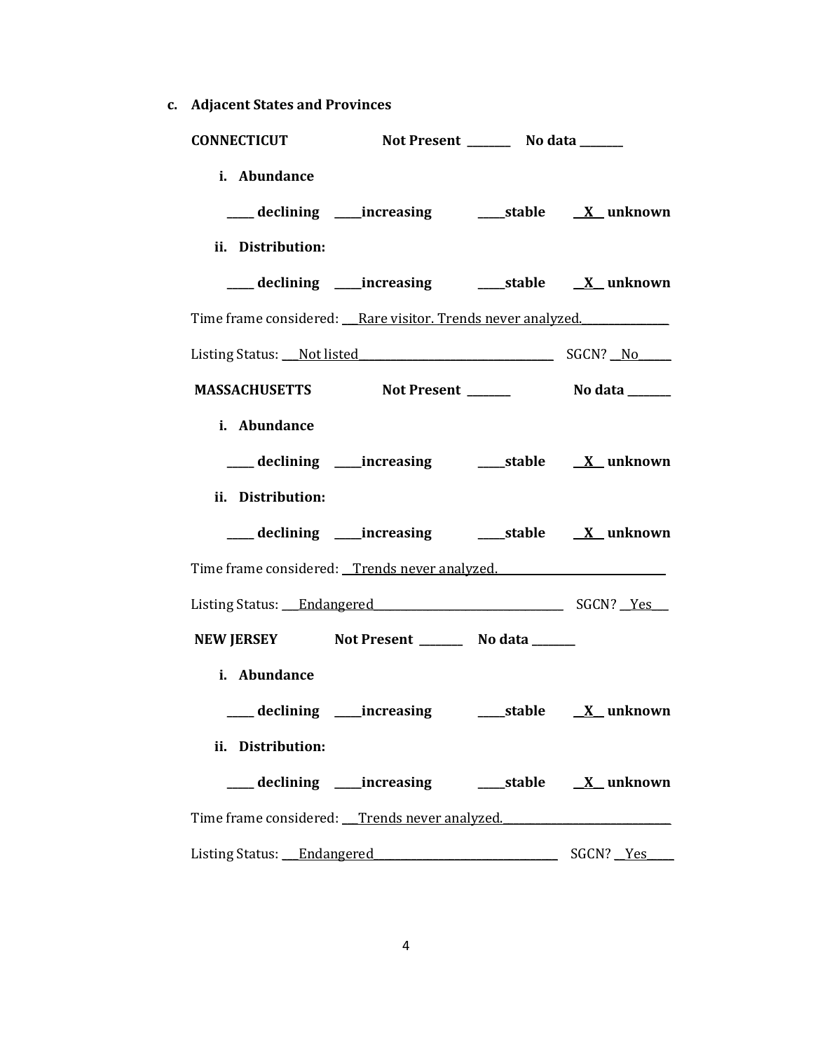**c. Adjacent States and Provinces**

**CONNECTICUT** **Not Present \_\_\_\_\_\_\_\_ No data \_\_\_\_\_\_\_\_**

**i. Abundance**

**\_\_\_\_\_ declining \_\_\_\_\_increasing \_\_\_\_\_stable \_\_X\_\_ unknown**

**ii. Distribution:**

**\_\_\_\_\_ declining \_\_\_\_\_increasing \_\_\_\_\_stable \_\_X\_\_ unknown**

Time frame considered: \_\_\_Rare visitor. Trends never analyzed.\_\_\_\_\_\_\_\_\_\_\_\_\_\_\_\_

Listing Status: \_\_\_Not listed\_\_\_\_\_\_\_\_\_\_\_\_\_\_\_\_\_\_\_\_\_\_\_\_\_\_\_\_\_\_\_\_\_\_\_\_ SGCN? \_\_No\_\_\_\_\_\_

**MASSACHUSETTS** **Not Present \_\_\_\_\_\_\_\_ No data \_\_\_\_\_\_\_\_**

**i. Abundance**

**\_\_\_\_\_ declining \_\_\_\_\_increasing \_\_\_\_\_stable \_\_X\_\_ unknown**

**ii. Distribution:**

**\_\_\_\_\_ declining \_\_\_\_\_increasing \_\_\_\_\_stable \_\_X\_\_ unknown**

Time frame considered: \_\_Trends never analyzed.\_\_\_\_\_\_\_\_\_\_\_\_\_\_\_\_\_\_\_\_\_\_\_\_\_\_\_\_\_\_

Listing Status: \_\_\_Endangered\_\_\_\_\_\_\_\_\_\_\_\_\_\_\_\_\_\_\_\_\_\_\_\_\_\_\_\_\_\_\_\_\_\_\_ SGCN? \_\_Yes\_\_\_

**NEW JERSEY** **Not Present \_\_\_\_\_\_\_\_ No data \_\_\_\_\_\_\_\_**

**i. Abundance**

**\_\_\_\_\_ declining \_\_\_\_\_increasing \_\_\_\_\_stable \_\_X\_\_ unknown**

**ii. Distribution:**

**\_\_\_\_\_ declining \_\_\_\_\_increasing \_\_\_\_\_stable \_\_X\_\_ unknown**

Time frame considered: \_\_\_Trends never analyzed.\_\_\_\_\_\_\_\_\_\_\_\_\_\_\_\_\_\_\_\_\_\_\_\_\_\_\_\_\_\_

Listing Status: \_\_\_Endangered\_\_\_\_\_\_\_\_\_\_\_\_\_\_\_\_\_\_\_\_\_\_\_\_\_\_\_\_\_\_\_\_\_\_\_ SGCN? \_\_Yes\_\_\_\_\_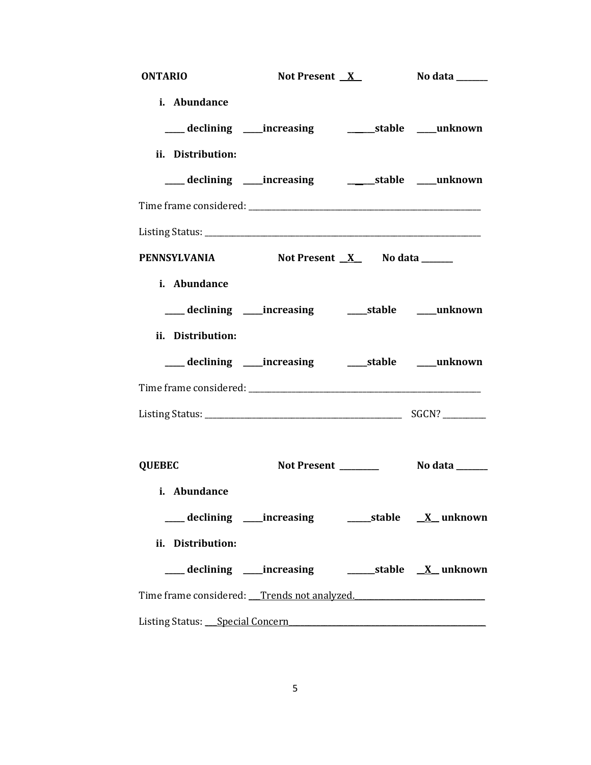**ONTARIO** Not Present __X__ No data _______

**i. Abundance**

**_____ declining _____increasing ______stable _____unknown**

**ii. Distribution:**

**_____ declining _____increasing ______stable _____unknown**

Time frame considered: ___________________________________________

Listing Status: _______________________________________________

**PENNSYLVANIA** Not Present __X__ No data _______

**i. Abundance**

**_____ declining _____increasing _____stable _____unknown**

**ii. Distribution:**

**_____ declining _____increasing _____stable _____unknown**

Time frame considered: ___________________________________________

Listing Status: __________________________________ SGCN? _________

**QUEBEC** Not Present _________ No data _______

**i. Abundance**

**_____ declining _____increasing ______stable __X__ unknown**

**ii. Distribution:**

**_____ declining _____increasing ______stable __X__ unknown**

Time frame considered: ___Trends not analyzed.___________________________

Listing Status: ___Special Concern_________________________________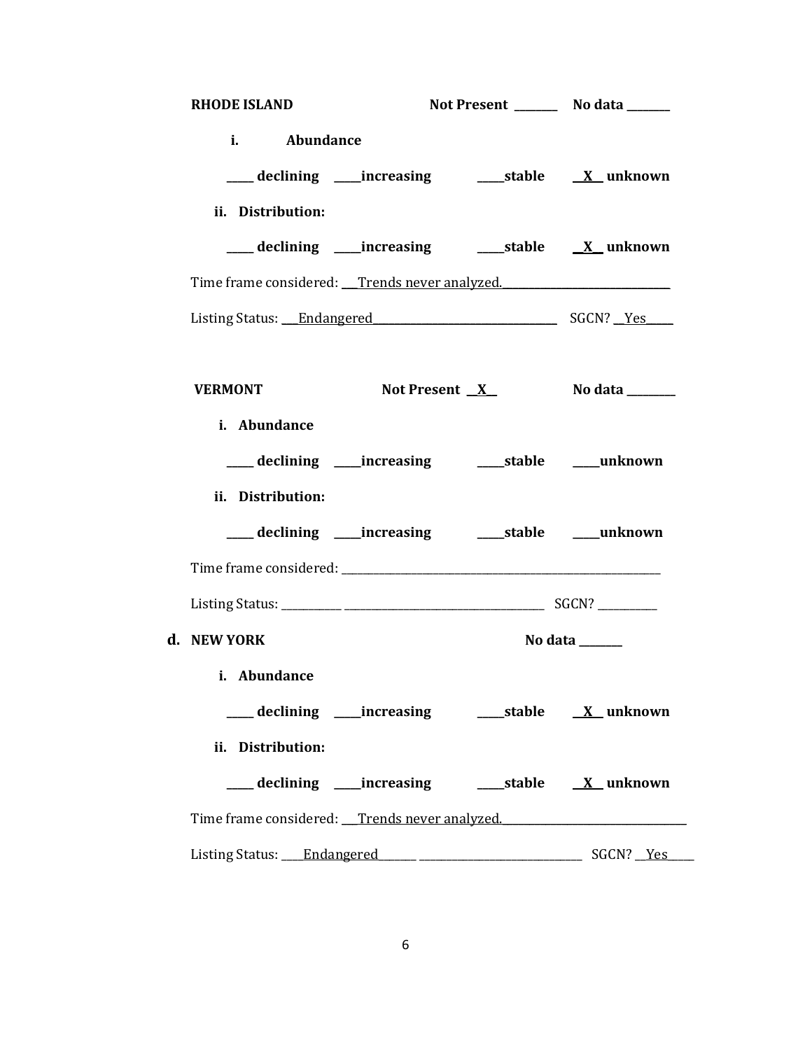**RHODE ISLAND** **Not Present \_\_\_\_\_\_\_\_ No data \_\_\_\_\_\_\_\_**

**i. Abundance**

**\_\_\_\_\_ declining \_\_\_\_\_increasing \_\_\_\_\_stable \_\_X\_\_ unknown**

**ii. Distribution:**

**\_\_\_\_\_ declining \_\_\_\_\_increasing \_\_\_\_\_stable \_\_X\_\_ unknown**

Time frame considered: \_\_\_Trends never analyzed.\_\_\_\_\_\_\_\_\_\_\_\_\_\_\_\_\_\_\_\_\_\_\_\_\_\_\_\_\_\_\_

Listing Status: \_\_\_Endangered\_\_\_\_\_\_\_\_\_\_\_\_\_\_\_\_\_\_\_\_\_\_\_\_\_\_\_\_\_\_\_\_\_\_ SGCN? \_\_Yes\_\_\_\_\_

**VERMONT** **Not Present \_\_X\_\_ No data \_\_\_\_\_\_\_\_\_**

**i. Abundance**

**\_\_\_\_\_ declining \_\_\_\_\_increasing \_\_\_\_\_stable \_\_\_\_\_unknown**

**ii. Distribution:**

**\_\_\_\_\_ declining \_\_\_\_\_increasing \_\_\_\_\_stable \_\_\_\_\_unknown**

Time frame considered: \_\_\_\_\_\_\_\_\_\_\_\_\_\_\_\_\_\_\_\_\_\_\_\_\_\_\_\_\_\_\_\_\_\_\_\_\_\_\_\_\_\_\_\_\_\_\_\_\_\_\_\_\_\_\_\_\_\_

Listing Status: \_\_\_\_\_\_\_\_\_\_\_ \_\_\_\_\_\_\_\_\_\_\_\_\_\_\_\_\_\_\_\_\_\_\_\_\_\_\_\_\_\_\_\_\_\_\_\_\_ SGCN? \_\_\_\_\_\_\_\_\_\_\_

**d. NEW YORK** **No data \_\_\_\_\_\_\_\_**

**i. Abundance**

**\_\_\_\_\_ declining \_\_\_\_\_increasing \_\_\_\_\_stable \_\_X\_\_ unknown**

**ii. Distribution:**

**\_\_\_\_\_ declining \_\_\_\_\_increasing \_\_\_\_\_stable \_\_X\_\_ unknown**

Time frame considered: \_\_\_Trends never analyzed.\_\_\_\_\_\_\_\_\_\_\_\_\_\_\_\_\_\_\_\_\_\_\_\_\_\_\_\_\_\_\_\_\_\_

Listing Status: \_\_\_\_Endangered\_\_\_\_\_\_\_ \_\_\_\_\_\_\_\_\_\_\_\_\_\_\_\_\_\_\_\_\_\_\_\_\_\_\_\_\_\_ SGCN? \_\_Yes\_\_\_\_\_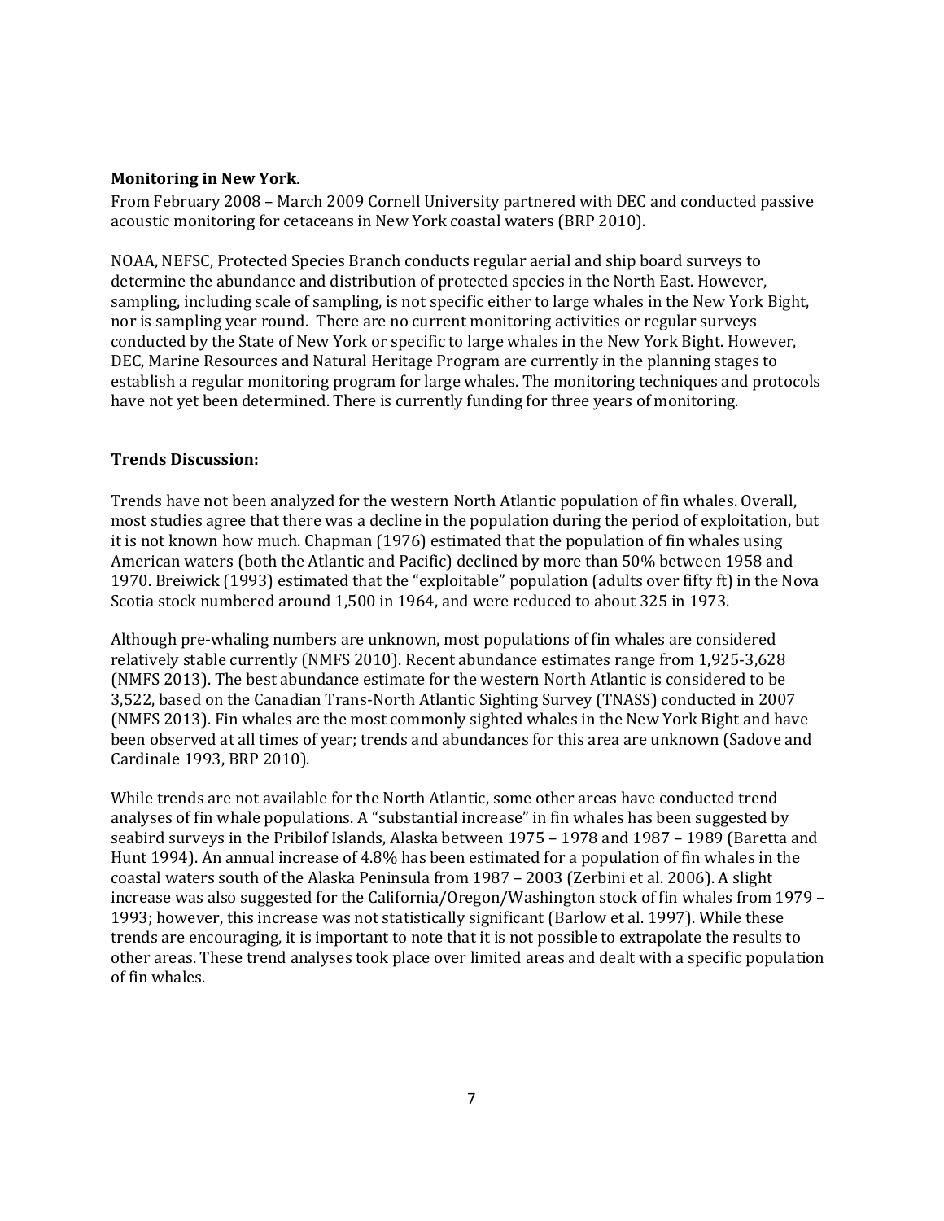**Monitoring in New York.**

From February 2008 – March 2009 Cornell University partnered with DEC and conducted passive acoustic monitoring for cetaceans in New York coastal waters (BRP 2010).

NOAA, NEFSC, Protected Species Branch conducts regular aerial and ship board surveys to determine the abundance and distribution of protected species in the North East. However, sampling, including scale of sampling, is not specific either to large whales in the New York Bight, nor is sampling year round. There are no current monitoring activities or regular surveys conducted by the State of New York or specific to large whales in the New York Bight. However, DEC, Marine Resources and Natural Heritage Program are currently in the planning stages to establish a regular monitoring program for large whales. The monitoring techniques and protocols have not yet been determined. There is currently funding for three years of monitoring.

**Trends Discussion:**

Trends have not been analyzed for the western North Atlantic population of fin whales. Overall, most studies agree that there was a decline in the population during the period of exploitation, but it is not known how much. Chapman (1976) estimated that the population of fin whales using American waters (both the Atlantic and Pacific) declined by more than 50% between 1958 and 1970. Breiwick (1993) estimated that the "exploitable" population (adults over fifty ft) in the Nova Scotia stock numbered around 1,500 in 1964, and were reduced to about 325 in 1973.

Although pre-whaling numbers are unknown, most populations of fin whales are considered relatively stable currently (NMFS 2010). Recent abundance estimates range from 1,925-3,628 (NMFS 2013). The best abundance estimate for the western North Atlantic is considered to be 3,522, based on the Canadian Trans-North Atlantic Sighting Survey (TNASS) conducted in 2007 (NMFS 2013). Fin whales are the most commonly sighted whales in the New York Bight and have been observed at all times of year; trends and abundances for this area are unknown (Sadove and Cardinale 1993, BRP 2010).

While trends are not available for the North Atlantic, some other areas have conducted trend analyses of fin whale populations. A "substantial increase" in fin whales has been suggested by seabird surveys in the Pribilof Islands, Alaska between 1975 – 1978 and 1987 – 1989 (Baretta and Hunt 1994). An annual increase of 4.8% has been estimated for a population of fin whales in the coastal waters south of the Alaska Peninsula from 1987 – 2003 (Zerbini et al. 2006). A slight increase was also suggested for the California/Oregon/Washington stock of fin whales from 1979 – 1993; however, this increase was not statistically significant (Barlow et al. 1997). While these trends are encouraging, it is important to note that it is not possible to extrapolate the results to other areas. These trend analyses took place over limited areas and dealt with a specific population of fin whales.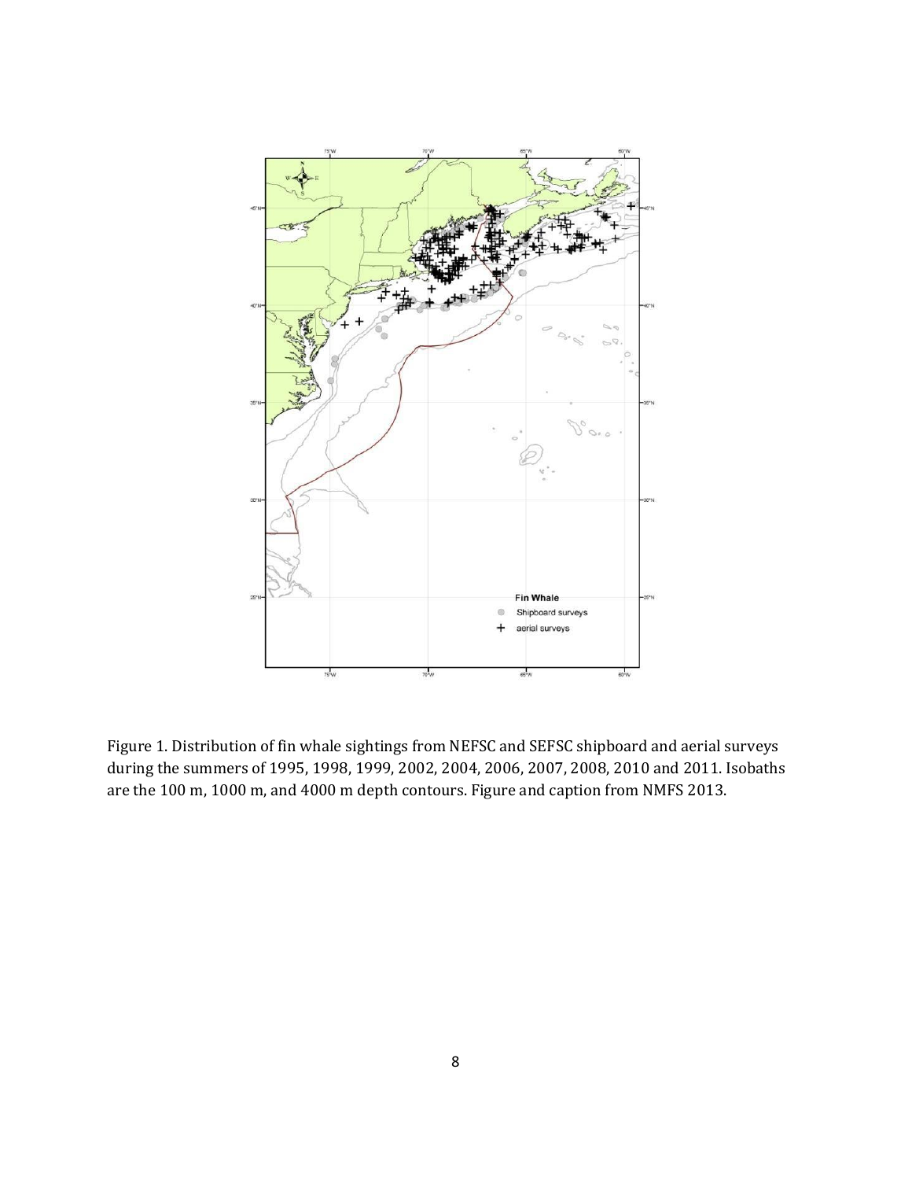Figure 1. Distribution of fin whale sightings from NEFSC and SEFSC shipboard and aerial surveys during the summers of 1995, 1998, 1999, 2002, 2004, 2006, 2007, 2008, 2010 and 2011. Isobaths are the 100 m, 1000 m, and 4000 m depth contours. Figure and caption from NMFS 2013.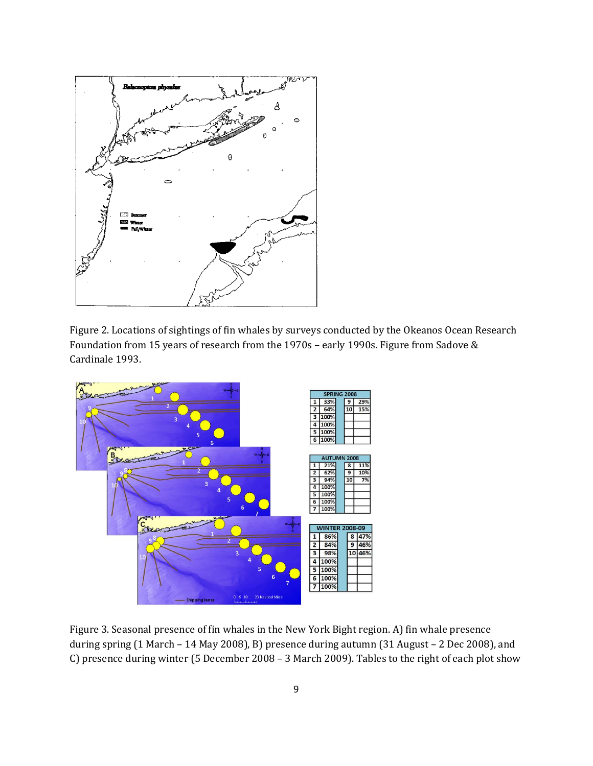Figure 2. Locations of sightings of fin whales by surveys conducted by the Okeanos Ocean Research Foundation from 15 years of research from the 1970s – early 1990s. Figure from Sadove & Cardinale 1993.

| SPRING 2008 | | | | |
|---|---|---|---|---|
| 1 | 33% | | 9 | 29% |
| 2 | 64% | | 10 | 15% |
| 3 | 100% | | | |
| 4 | 100% | | | |
| 5 | 100% | | | |
| 6 | 100% | | | |

| AUTUMN 2008 | | | | |
|---|---|---|---|---|
| 1 | 21% | | 8 | 11% |
| 2 | 62% | | 9 | 10% |
| 3 | 94% | | 10 | 7% |
| 4 | 100% | | | |
| 5 | 100% | | | |
| 6 | 100% | | | |
| 7 | 100% | | | |

| WINTER 2008-09 | | | | |
|---|---|---|---|---|
| 1 | 86% | | 8 | 47% |
| 2 | 84% | | 9 | 46% |
| 3 | 98% | | 10 | 46% |
| 4 | 100% | | | |
| 5 | 100% | | | |
| 6 | 100% | | | |
| 7 | 100% | | | |

Figure 3. Seasonal presence of fin whales in the New York Bight region. A) fin whale presence during spring (1 March – 14 May 2008), B) presence during autumn (31 August – 2 Dec 2008), and C) presence during winter (5 December 2008 – 3 March 2009). Tables to the right of each plot show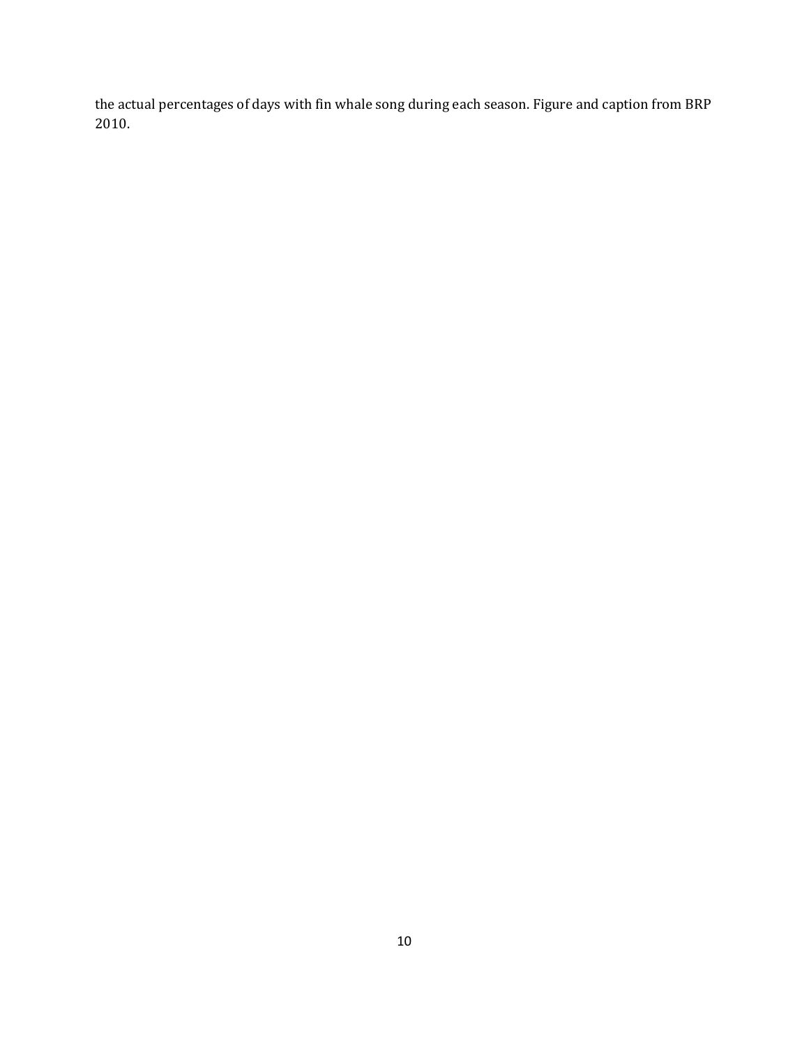the actual percentages of days with fin whale song during each season. Figure and caption from BRP 2010.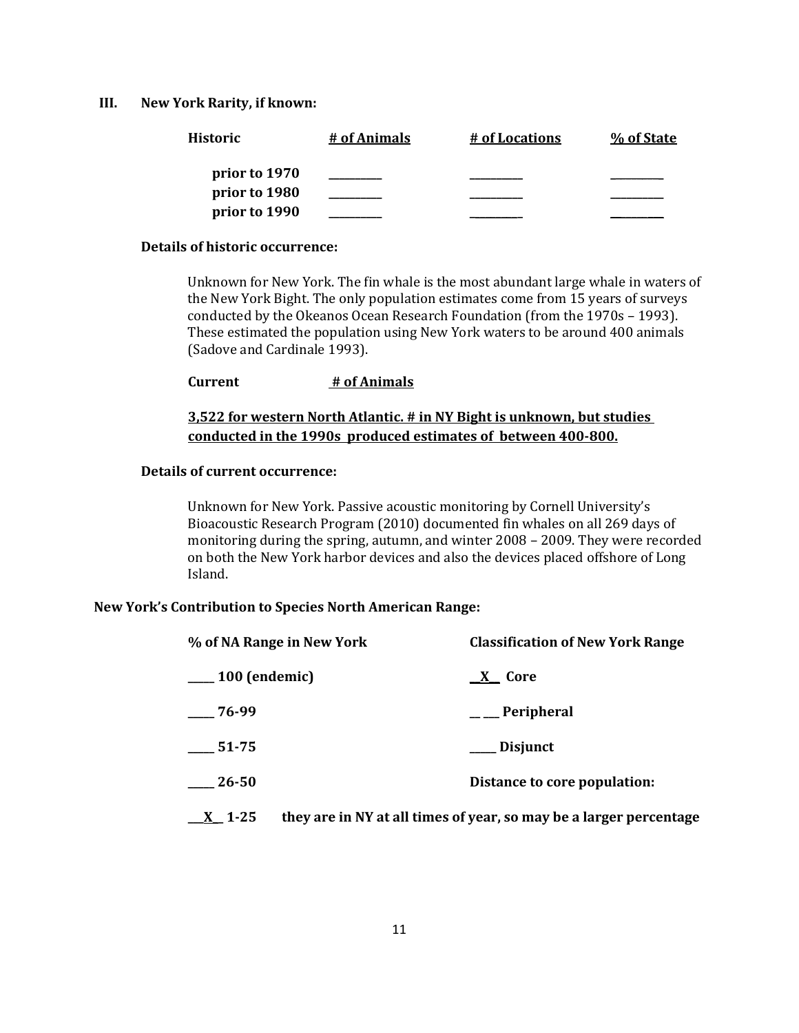### III. New York Rarity, if known:

| Historic | # of Animals | # of Locations | % of State |
|---|---|---|---|
| prior to 1970 | _________ | _________ | _________ |
| prior to 1980 | _________ | _________ | _________ |
| prior to 1990 | _________ | _________ | _________ |

**Details of historic occurrence:**

Unknown for New York. The fin whale is the most abundant large whale in waters of the New York Bight. The only population estimates come from 15 years of surveys conducted by the Okeanos Ocean Research Foundation (from the 1970s – 1993). These estimated the population using New York waters to be around 400 animals (Sadove and Cardinale 1993).

**Current** &nbsp;&nbsp;&nbsp;&nbsp;&nbsp;&nbsp;&nbsp;&nbsp; **<u># of Animals</u>**

**<u>3,522 for western North Atlantic. # in NY Bight is unknown, but studies conducted in the 1990s produced estimates of between 400-800.</u>**

**Details of current occurrence:**

Unknown for New York. Passive acoustic monitoring by Cornell University's Bioacoustic Research Program (2010) documented fin whales on all 269 days of monitoring during the spring, autumn, and winter 2008 – 2009. They were recorded on both the New York harbor devices and also the devices placed offshore of Long Island.

**New York's Contribution to Species North American Range:**

| % of NA Range in New York | Classification of New York Range |
|---|---|
| _____ 100 (endemic) | __X__ Core |
| _____ 76-99 | _____ Peripheral |
| _____ 51-75 | _____ Disjunct |
| _____ 26-50 | Distance to core population: |
| __X__ 1-25 | |

**they are in NY at all times of year, so may be a larger percentage**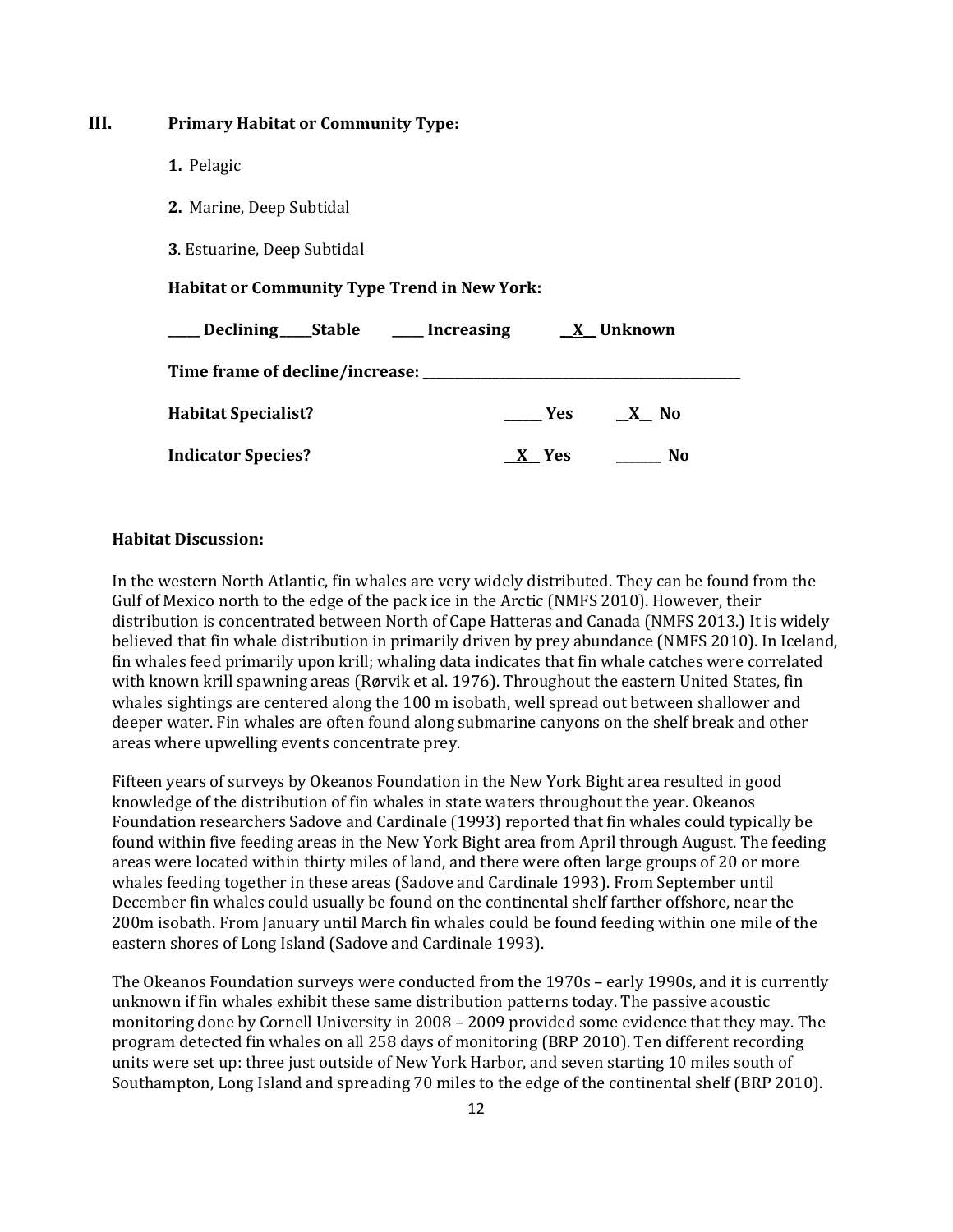## III. Primary Habitat or Community Type:

**1.** Pelagic

**2.** Marine, Deep Subtidal

**3**. Estuarine, Deep Subtidal

**Habitat or Community Type Trend in New York:**

**_____ Declining _____Stable _____ Increasing __X__ Unknown**

**Time frame of decline/increase: _______________________________________________**

**Habitat Specialist?** _____ **Yes** __X__ **No**

**Indicator Species?** __X__ **Yes** ______ **No**

**Habitat Discussion:**

In the western North Atlantic, fin whales are very widely distributed. They can be found from the Gulf of Mexico north to the edge of the pack ice in the Arctic (NMFS 2010). However, their distribution is concentrated between North of Cape Hatteras and Canada (NMFS 2013.) It is widely believed that fin whale distribution in primarily driven by prey abundance (NMFS 2010). In Iceland, fin whales feed primarily upon krill; whaling data indicates that fin whale catches were correlated with known krill spawning areas (Rørvik et al. 1976). Throughout the eastern United States, fin whales sightings are centered along the 100 m isobath, well spread out between shallower and deeper water. Fin whales are often found along submarine canyons on the shelf break and other areas where upwelling events concentrate prey.

Fifteen years of surveys by Okeanos Foundation in the New York Bight area resulted in good knowledge of the distribution of fin whales in state waters throughout the year. Okeanos Foundation researchers Sadove and Cardinale (1993) reported that fin whales could typically be found within five feeding areas in the New York Bight area from April through August. The feeding areas were located within thirty miles of land, and there were often large groups of 20 or more whales feeding together in these areas (Sadove and Cardinale 1993). From September until December fin whales could usually be found on the continental shelf farther offshore, near the 200m isobath. From January until March fin whales could be found feeding within one mile of the eastern shores of Long Island (Sadove and Cardinale 1993).

The Okeanos Foundation surveys were conducted from the 1970s – early 1990s, and it is currently unknown if fin whales exhibit these same distribution patterns today. The passive acoustic monitoring done by Cornell University in 2008 – 2009 provided some evidence that they may. The program detected fin whales on all 258 days of monitoring (BRP 2010). Ten different recording units were set up: three just outside of New York Harbor, and seven starting 10 miles south of Southampton, Long Island and spreading 70 miles to the edge of the continental shelf (BRP 2010).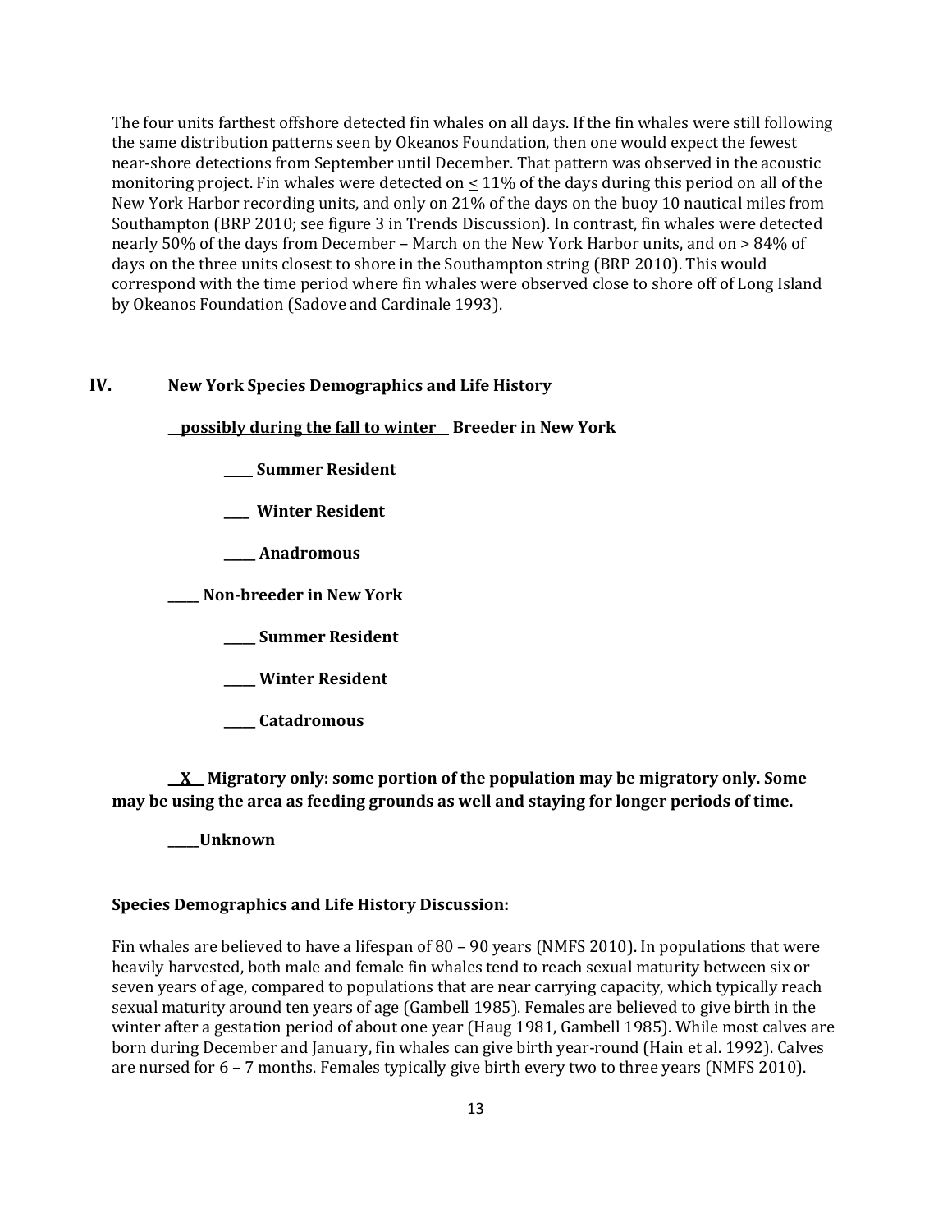The four units farthest offshore detected fin whales on all days. If the fin whales were still following the same distribution patterns seen by Okeanos Foundation, then one would expect the fewest near-shore detections from September until December. That pattern was observed in the acoustic monitoring project. Fin whales were detected on ≤ 11% of the days during this period on all of the New York Harbor recording units, and only on 21% of the days on the buoy 10 nautical miles from Southampton (BRP 2010; see figure 3 in Trends Discussion). In contrast, fin whales were detected nearly 50% of the days from December – March on the New York Harbor units, and on ≥ 84% of days on the three units closest to shore in the Southampton string (BRP 2010). This would correspond with the time period where fin whales were observed close to shore off of Long Island by Okeanos Foundation (Sadove and Cardinale 1993).

## IV. New York Species Demographics and Life History

**__possibly during the fall to winter__ Breeder in New York**

**__ __ Summer Resident**

**____ Winter Resident**

**_____ Anadromous**

**_____ Non-breeder in New York**

**_____ Summer Resident**

**_____ Winter Resident**

**_____ Catadromous**

**__X__ Migratory only: some portion of the population may be migratory only. Some may be using the area as feeding grounds as well and staying for longer periods of time.**

**_____Unknown**

**Species Demographics and Life History Discussion:**

Fin whales are believed to have a lifespan of 80 – 90 years (NMFS 2010). In populations that were heavily harvested, both male and female fin whales tend to reach sexual maturity between six or seven years of age, compared to populations that are near carrying capacity, which typically reach sexual maturity around ten years of age (Gambell 1985). Females are believed to give birth in the winter after a gestation period of about one year (Haug 1981, Gambell 1985). While most calves are born during December and January, fin whales can give birth year-round (Hain et al. 1992). Calves are nursed for 6 – 7 months. Females typically give birth every two to three years (NMFS 2010).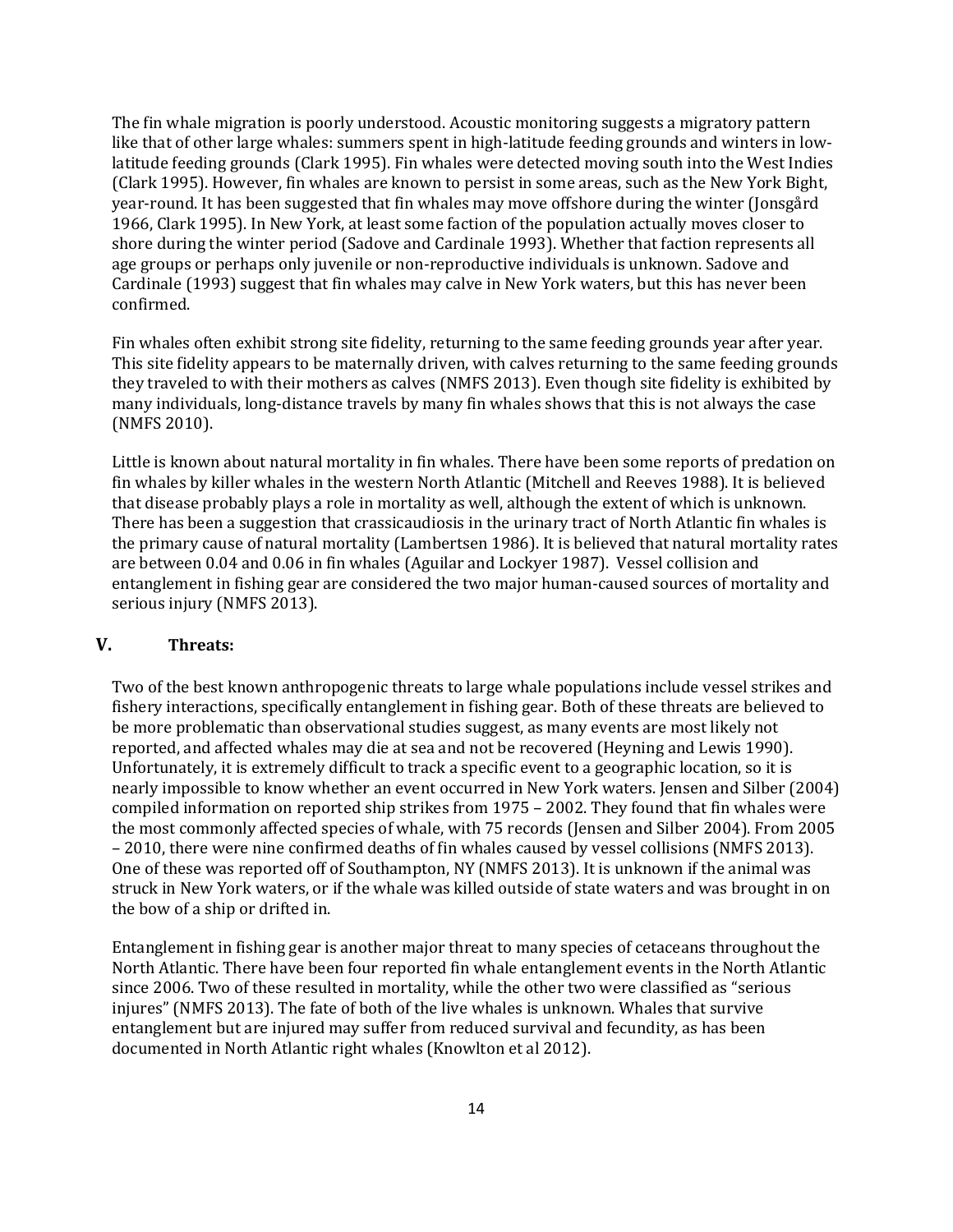The fin whale migration is poorly understood. Acoustic monitoring suggests a migratory pattern like that of other large whales: summers spent in high-latitude feeding grounds and winters in low-latitude feeding grounds (Clark 1995). Fin whales were detected moving south into the West Indies (Clark 1995). However, fin whales are known to persist in some areas, such as the New York Bight, year-round. It has been suggested that fin whales may move offshore during the winter (Jonsgård 1966, Clark 1995). In New York, at least some faction of the population actually moves closer to shore during the winter period (Sadove and Cardinale 1993). Whether that faction represents all age groups or perhaps only juvenile or non-reproductive individuals is unknown. Sadove and Cardinale (1993) suggest that fin whales may calve in New York waters, but this has never been confirmed.

Fin whales often exhibit strong site fidelity, returning to the same feeding grounds year after year. This site fidelity appears to be maternally driven, with calves returning to the same feeding grounds they traveled to with their mothers as calves (NMFS 2013). Even though site fidelity is exhibited by many individuals, long-distance travels by many fin whales shows that this is not always the case (NMFS 2010).

Little is known about natural mortality in fin whales. There have been some reports of predation on fin whales by killer whales in the western North Atlantic (Mitchell and Reeves 1988). It is believed that disease probably plays a role in mortality as well, although the extent of which is unknown. There has been a suggestion that crassicaudiosis in the urinary tract of North Atlantic fin whales is the primary cause of natural mortality (Lambertsen 1986). It is believed that natural mortality rates are between 0.04 and 0.06 in fin whales (Aguilar and Lockyer 1987). Vessel collision and entanglement in fishing gear are considered the two major human-caused sources of mortality and serious injury (NMFS 2013).

## V. Threats:

Two of the best known anthropogenic threats to large whale populations include vessel strikes and fishery interactions, specifically entanglement in fishing gear. Both of these threats are believed to be more problematic than observational studies suggest, as many events are most likely not reported, and affected whales may die at sea and not be recovered (Heyning and Lewis 1990). Unfortunately, it is extremely difficult to track a specific event to a geographic location, so it is nearly impossible to know whether an event occurred in New York waters. Jensen and Silber (2004) compiled information on reported ship strikes from 1975 – 2002. They found that fin whales were the most commonly affected species of whale, with 75 records (Jensen and Silber 2004). From 2005 – 2010, there were nine confirmed deaths of fin whales caused by vessel collisions (NMFS 2013). One of these was reported off of Southampton, NY (NMFS 2013). It is unknown if the animal was struck in New York waters, or if the whale was killed outside of state waters and was brought in on the bow of a ship or drifted in.

Entanglement in fishing gear is another major threat to many species of cetaceans throughout the North Atlantic. There have been four reported fin whale entanglement events in the North Atlantic since 2006. Two of these resulted in mortality, while the other two were classified as "serious injures" (NMFS 2013). The fate of both of the live whales is unknown. Whales that survive entanglement but are injured may suffer from reduced survival and fecundity, as has been documented in North Atlantic right whales (Knowlton et al 2012).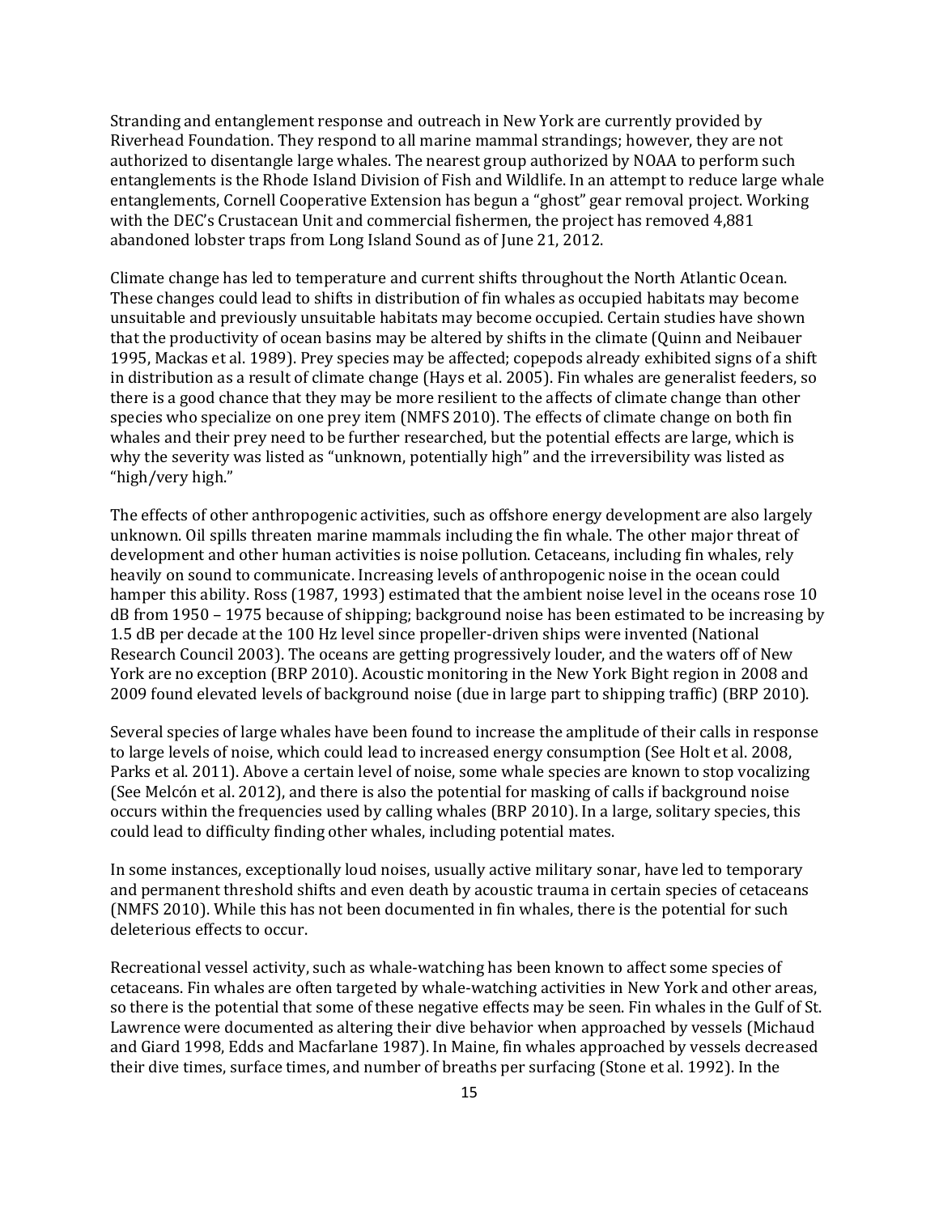Stranding and entanglement response and outreach in New York are currently provided by Riverhead Foundation. They respond to all marine mammal strandings; however, they are not authorized to disentangle large whales. The nearest group authorized by NOAA to perform such entanglements is the Rhode Island Division of Fish and Wildlife. In an attempt to reduce large whale entanglements, Cornell Cooperative Extension has begun a "ghost" gear removal project. Working with the DEC's Crustacean Unit and commercial fishermen, the project has removed 4,881 abandoned lobster traps from Long Island Sound as of June 21, 2012.

Climate change has led to temperature and current shifts throughout the North Atlantic Ocean. These changes could lead to shifts in distribution of fin whales as occupied habitats may become unsuitable and previously unsuitable habitats may become occupied. Certain studies have shown that the productivity of ocean basins may be altered by shifts in the climate (Quinn and Neibauer 1995, Mackas et al. 1989). Prey species may be affected; copepods already exhibited signs of a shift in distribution as a result of climate change (Hays et al. 2005). Fin whales are generalist feeders, so there is a good chance that they may be more resilient to the affects of climate change than other species who specialize on one prey item (NMFS 2010). The effects of climate change on both fin whales and their prey need to be further researched, but the potential effects are large, which is why the severity was listed as "unknown, potentially high" and the irreversibility was listed as "high/very high."

The effects of other anthropogenic activities, such as offshore energy development are also largely unknown. Oil spills threaten marine mammals including the fin whale. The other major threat of development and other human activities is noise pollution. Cetaceans, including fin whales, rely heavily on sound to communicate. Increasing levels of anthropogenic noise in the ocean could hamper this ability. Ross (1987, 1993) estimated that the ambient noise level in the oceans rose 10 dB from 1950 – 1975 because of shipping; background noise has been estimated to be increasing by 1.5 dB per decade at the 100 Hz level since propeller-driven ships were invented (National Research Council 2003). The oceans are getting progressively louder, and the waters off of New York are no exception (BRP 2010). Acoustic monitoring in the New York Bight region in 2008 and 2009 found elevated levels of background noise (due in large part to shipping traffic) (BRP 2010).

Several species of large whales have been found to increase the amplitude of their calls in response to large levels of noise, which could lead to increased energy consumption (See Holt et al. 2008, Parks et al. 2011). Above a certain level of noise, some whale species are known to stop vocalizing (See Melcón et al. 2012), and there is also the potential for masking of calls if background noise occurs within the frequencies used by calling whales (BRP 2010). In a large, solitary species, this could lead to difficulty finding other whales, including potential mates.

In some instances, exceptionally loud noises, usually active military sonar, have led to temporary and permanent threshold shifts and even death by acoustic trauma in certain species of cetaceans (NMFS 2010). While this has not been documented in fin whales, there is the potential for such deleterious effects to occur.

Recreational vessel activity, such as whale-watching has been known to affect some species of cetaceans. Fin whales are often targeted by whale-watching activities in New York and other areas, so there is the potential that some of these negative effects may be seen. Fin whales in the Gulf of St. Lawrence were documented as altering their dive behavior when approached by vessels (Michaud and Giard 1998, Edds and Macfarlane 1987). In Maine, fin whales approached by vessels decreased their dive times, surface times, and number of breaths per surfacing (Stone et al. 1992). In the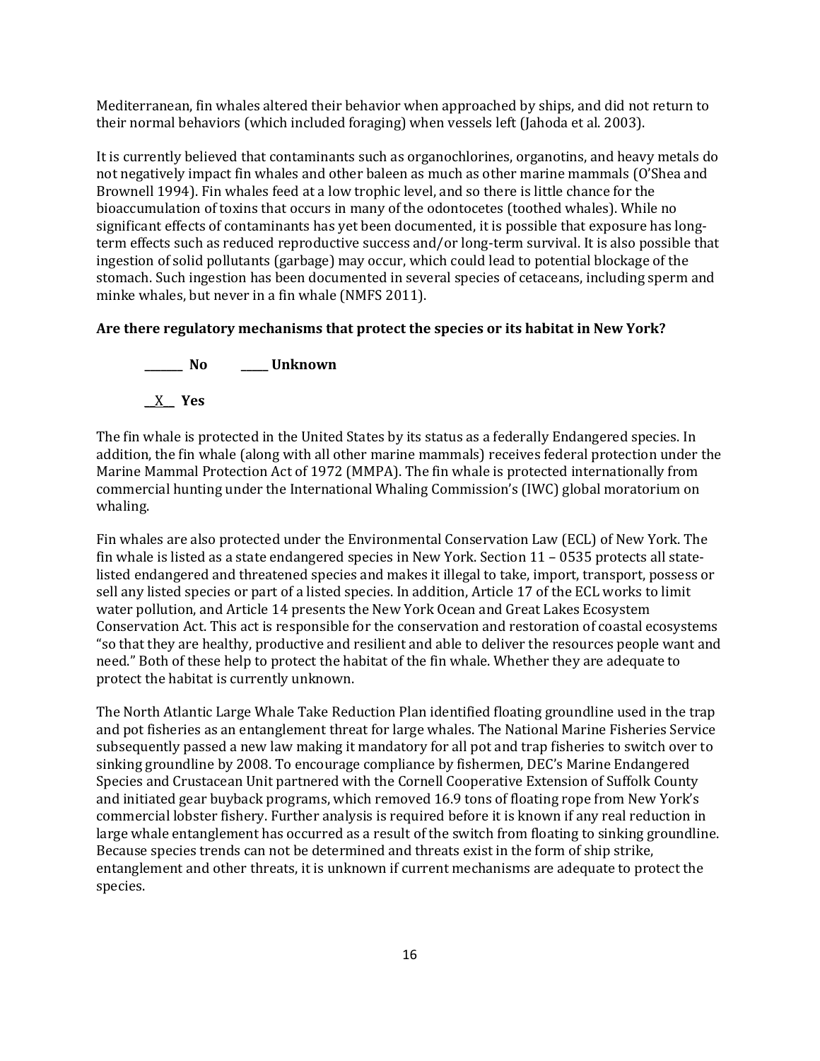Mediterranean, fin whales altered their behavior when approached by ships, and did not return to their normal behaviors (which included foraging) when vessels left (Jahoda et al. 2003).

It is currently believed that contaminants such as organochlorines, organotins, and heavy metals do not negatively impact fin whales and other baleen as much as other marine mammals (O'Shea and Brownell 1994). Fin whales feed at a low trophic level, and so there is little chance for the bioaccumulation of toxins that occurs in many of the odontocetes (toothed whales). While no significant effects of contaminants has yet been documented, it is possible that exposure has long-term effects such as reduced reproductive success and/or long-term survival. It is also possible that ingestion of solid pollutants (garbage) may occur, which could lead to potential blockage of the stomach. Such ingestion has been documented in several species of cetaceans, including sperm and minke whales, but never in a fin whale (NMFS 2011).

**Are there regulatory mechanisms that protect the species or its habitat in New York?**

**_______ No** **_____ Unknown**

__X__ **Yes**

The fin whale is protected in the United States by its status as a federally Endangered species. In addition, the fin whale (along with all other marine mammals) receives federal protection under the Marine Mammal Protection Act of 1972 (MMPA). The fin whale is protected internationally from commercial hunting under the International Whaling Commission's (IWC) global moratorium on whaling.

Fin whales are also protected under the Environmental Conservation Law (ECL) of New York. The fin whale is listed as a state endangered species in New York. Section 11 – 0535 protects all state-listed endangered and threatened species and makes it illegal to take, import, transport, possess or sell any listed species or part of a listed species. In addition, Article 17 of the ECL works to limit water pollution, and Article 14 presents the New York Ocean and Great Lakes Ecosystem Conservation Act. This act is responsible for the conservation and restoration of coastal ecosystems "so that they are healthy, productive and resilient and able to deliver the resources people want and need." Both of these help to protect the habitat of the fin whale. Whether they are adequate to protect the habitat is currently unknown.

The North Atlantic Large Whale Take Reduction Plan identified floating groundline used in the trap and pot fisheries as an entanglement threat for large whales. The National Marine Fisheries Service subsequently passed a new law making it mandatory for all pot and trap fisheries to switch over to sinking groundline by 2008. To encourage compliance by fishermen, DEC's Marine Endangered Species and Crustacean Unit partnered with the Cornell Cooperative Extension of Suffolk County and initiated gear buyback programs, which removed 16.9 tons of floating rope from New York's commercial lobster fishery. Further analysis is required before it is known if any real reduction in large whale entanglement has occurred as a result of the switch from floating to sinking groundline. Because species trends can not be determined and threats exist in the form of ship strike, entanglement and other threats, it is unknown if current mechanisms are adequate to protect the species.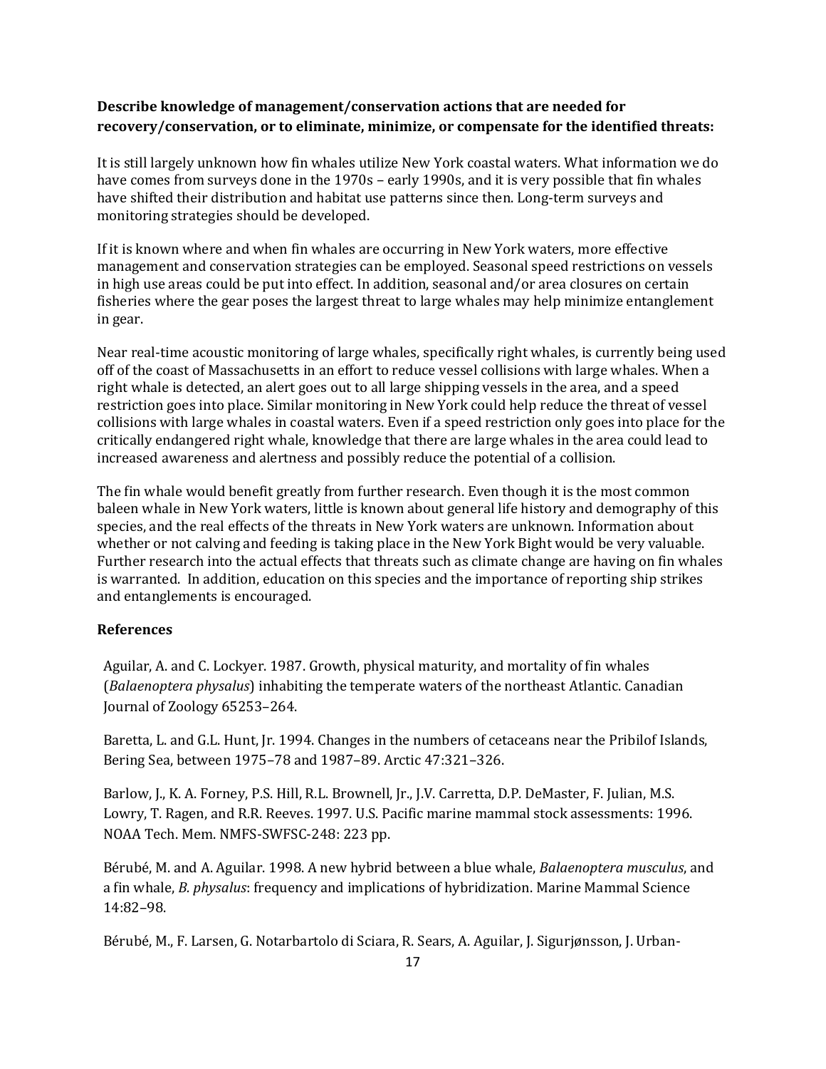**Describe knowledge of management/conservation actions that are needed for recovery/conservation, or to eliminate, minimize, or compensate for the identified threats:**

It is still largely unknown how fin whales utilize New York coastal waters. What information we do have comes from surveys done in the 1970s – early 1990s, and it is very possible that fin whales have shifted their distribution and habitat use patterns since then. Long-term surveys and monitoring strategies should be developed.

If it is known where and when fin whales are occurring in New York waters, more effective management and conservation strategies can be employed. Seasonal speed restrictions on vessels in high use areas could be put into effect. In addition, seasonal and/or area closures on certain fisheries where the gear poses the largest threat to large whales may help minimize entanglement in gear.

Near real-time acoustic monitoring of large whales, specifically right whales, is currently being used off of the coast of Massachusetts in an effort to reduce vessel collisions with large whales. When a right whale is detected, an alert goes out to all large shipping vessels in the area, and a speed restriction goes into place. Similar monitoring in New York could help reduce the threat of vessel collisions with large whales in coastal waters. Even if a speed restriction only goes into place for the critically endangered right whale, knowledge that there are large whales in the area could lead to increased awareness and alertness and possibly reduce the potential of a collision.

The fin whale would benefit greatly from further research. Even though it is the most common baleen whale in New York waters, little is known about general life history and demography of this species, and the real effects of the threats in New York waters are unknown. Information about whether or not calving and feeding is taking place in the New York Bight would be very valuable. Further research into the actual effects that threats such as climate change are having on fin whales is warranted. In addition, education on this species and the importance of reporting ship strikes and entanglements is encouraged.

**References**

Aguilar, A. and C. Lockyer. 1987. Growth, physical maturity, and mortality of fin whales (*Balaenoptera physalus*) inhabiting the temperate waters of the northeast Atlantic. Canadian Journal of Zoology 65253–264.

Baretta, L. and G.L. Hunt, Jr. 1994. Changes in the numbers of cetaceans near the Pribilof Islands, Bering Sea, between 1975–78 and 1987–89. Arctic 47:321–326.

Barlow, J., K. A. Forney, P.S. Hill, R.L. Brownell, Jr., J.V. Carretta, D.P. DeMaster, F. Julian, M.S. Lowry, T. Ragen, and R.R. Reeves. 1997. U.S. Pacific marine mammal stock assessments: 1996. NOAA Tech. Mem. NMFS-SWFSC-248: 223 pp.

Bérubé, M. and A. Aguilar. 1998. A new hybrid between a blue whale, *Balaenoptera musculus*, and a fin whale, *B. physalus*: frequency and implications of hybridization. Marine Mammal Science 14:82–98.

Bérubé, M., F. Larsen, G. Notarbartolo di Sciara, R. Sears, A. Aguilar, J. Sigurjønsson, J. Urban-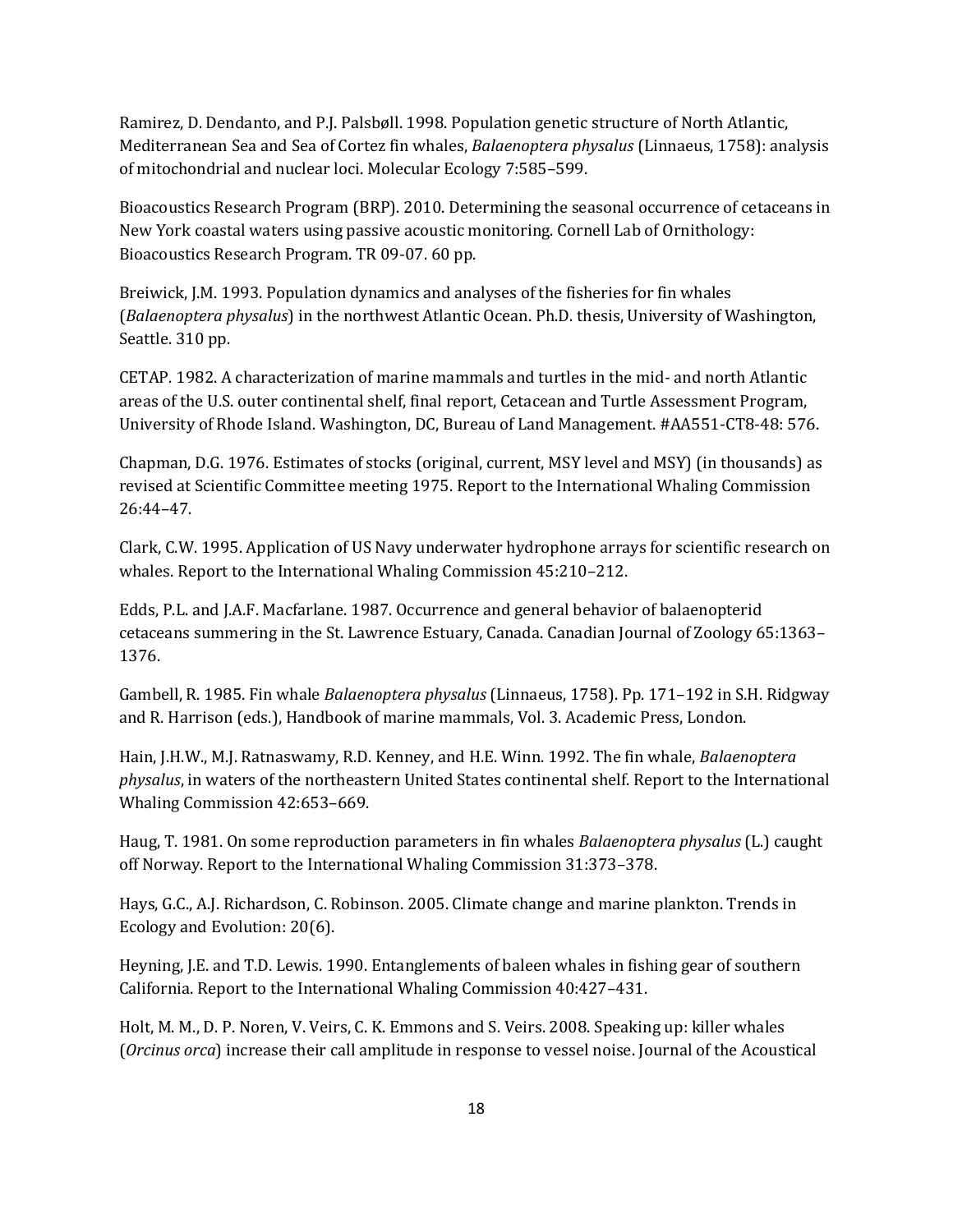Ramirez, D. Dendanto, and P.J. Palsbøll. 1998. Population genetic structure of North Atlantic, Mediterranean Sea and Sea of Cortez fin whales, *Balaenoptera physalus* (Linnaeus, 1758): analysis of mitochondrial and nuclear loci. Molecular Ecology 7:585–599.

Bioacoustics Research Program (BRP). 2010. Determining the seasonal occurrence of cetaceans in New York coastal waters using passive acoustic monitoring. Cornell Lab of Ornithology: Bioacoustics Research Program. TR 09-07. 60 pp.

Breiwick, J.M. 1993. Population dynamics and analyses of the fisheries for fin whales (*Balaenoptera physalus*) in the northwest Atlantic Ocean. Ph.D. thesis, University of Washington, Seattle. 310 pp.

CETAP. 1982. A characterization of marine mammals and turtles in the mid- and north Atlantic areas of the U.S. outer continental shelf, final report, Cetacean and Turtle Assessment Program, University of Rhode Island. Washington, DC, Bureau of Land Management. #AA551-CT8-48: 576.

Chapman, D.G. 1976. Estimates of stocks (original, current, MSY level and MSY) (in thousands) as revised at Scientific Committee meeting 1975. Report to the International Whaling Commission 26:44–47.

Clark, C.W. 1995. Application of US Navy underwater hydrophone arrays for scientific research on whales. Report to the International Whaling Commission 45:210–212.

Edds, P.L. and J.A.F. Macfarlane. 1987. Occurrence and general behavior of balaenopterid cetaceans summering in the St. Lawrence Estuary, Canada. Canadian Journal of Zoology 65:1363–1376.

Gambell, R. 1985. Fin whale *Balaenoptera physalus* (Linnaeus, 1758). Pp. 171–192 in S.H. Ridgway and R. Harrison (eds.), Handbook of marine mammals, Vol. 3. Academic Press, London.

Hain, J.H.W., M.J. Ratnaswamy, R.D. Kenney, and H.E. Winn. 1992. The fin whale, *Balaenoptera physalus*, in waters of the northeastern United States continental shelf. Report to the International Whaling Commission 42:653–669.

Haug, T. 1981. On some reproduction parameters in fin whales *Balaenoptera physalus* (L.) caught off Norway. Report to the International Whaling Commission 31:373–378.

Hays, G.C., A.J. Richardson, C. Robinson. 2005. Climate change and marine plankton. Trends in Ecology and Evolution: 20(6).

Heyning, J.E. and T.D. Lewis. 1990. Entanglements of baleen whales in fishing gear of southern California. Report to the International Whaling Commission 40:427–431.

Holt, M. M., D. P. Noren, V. Veirs, C. K. Emmons and S. Veirs. 2008. Speaking up: killer whales (*Orcinus orca*) increase their call amplitude in response to vessel noise. Journal of the Acoustical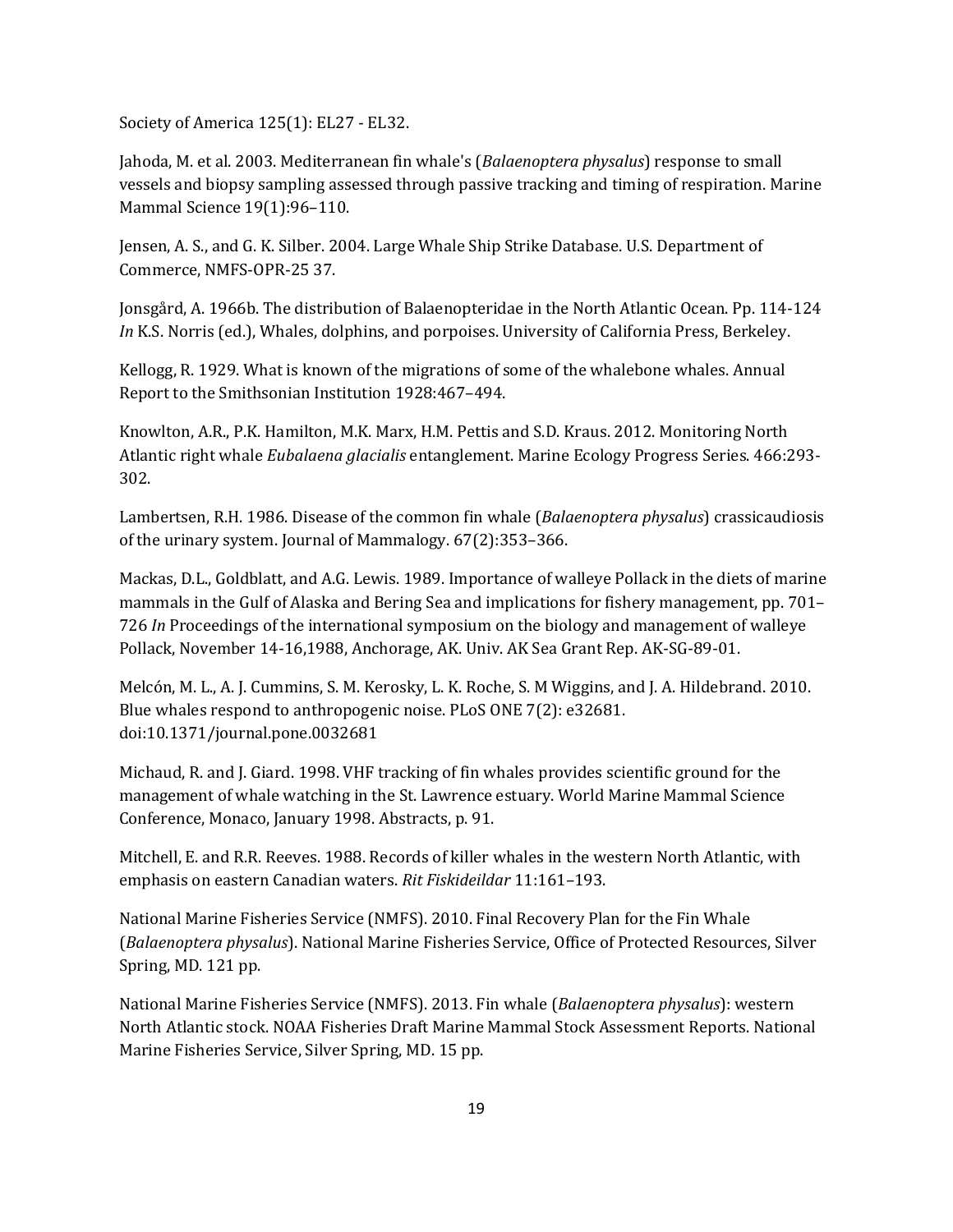Society of America 125(1): EL27 - EL32.

Jahoda, M. et al. 2003. Mediterranean fin whale's (*Balaenoptera physalus*) response to small vessels and biopsy sampling assessed through passive tracking and timing of respiration. Marine Mammal Science 19(1):96–110.

Jensen, A. S., and G. K. Silber. 2004. Large Whale Ship Strike Database. U.S. Department of Commerce, NMFS-OPR-25 37.

Jonsgård, A. 1966b. The distribution of Balaenopteridae in the North Atlantic Ocean. Pp. 114-124 *In* K.S. Norris (ed.), Whales, dolphins, and porpoises. University of California Press, Berkeley.

Kellogg, R. 1929. What is known of the migrations of some of the whalebone whales. Annual Report to the Smithsonian Institution 1928:467–494.

Knowlton, A.R., P.K. Hamilton, M.K. Marx, H.M. Pettis and S.D. Kraus. 2012. Monitoring North Atlantic right whale *Eubalaena glacialis* entanglement. Marine Ecology Progress Series. 466:293-302.

Lambertsen, R.H. 1986. Disease of the common fin whale (*Balaenoptera physalus*) crassicaudiosis of the urinary system. Journal of Mammalogy. 67(2):353–366.

Mackas, D.L., Goldblatt, and A.G. Lewis. 1989. Importance of walleye Pollack in the diets of marine mammals in the Gulf of Alaska and Bering Sea and implications for fishery management, pp. 701–726 *In* Proceedings of the international symposium on the biology and management of walleye Pollack, November 14-16,1988, Anchorage, AK. Univ. AK Sea Grant Rep. AK-SG-89-01.

Melcón, M. L., A. J. Cummins, S. M. Kerosky, L. K. Roche, S. M Wiggins, and J. A. Hildebrand. 2010. Blue whales respond to anthropogenic noise. PLoS ONE 7(2): e32681. doi:10.1371/journal.pone.0032681

Michaud, R. and J. Giard. 1998. VHF tracking of fin whales provides scientific ground for the management of whale watching in the St. Lawrence estuary. World Marine Mammal Science Conference, Monaco, January 1998. Abstracts, p. 91.

Mitchell, E. and R.R. Reeves. 1988. Records of killer whales in the western North Atlantic, with emphasis on eastern Canadian waters. *Rit Fiskideildar* 11:161–193.

National Marine Fisheries Service (NMFS). 2010. Final Recovery Plan for the Fin Whale (*Balaenoptera physalus*). National Marine Fisheries Service, Office of Protected Resources, Silver Spring, MD. 121 pp.

National Marine Fisheries Service (NMFS). 2013. Fin whale (*Balaenoptera physalus*): western North Atlantic stock. NOAA Fisheries Draft Marine Mammal Stock Assessment Reports. National Marine Fisheries Service, Silver Spring, MD. 15 pp.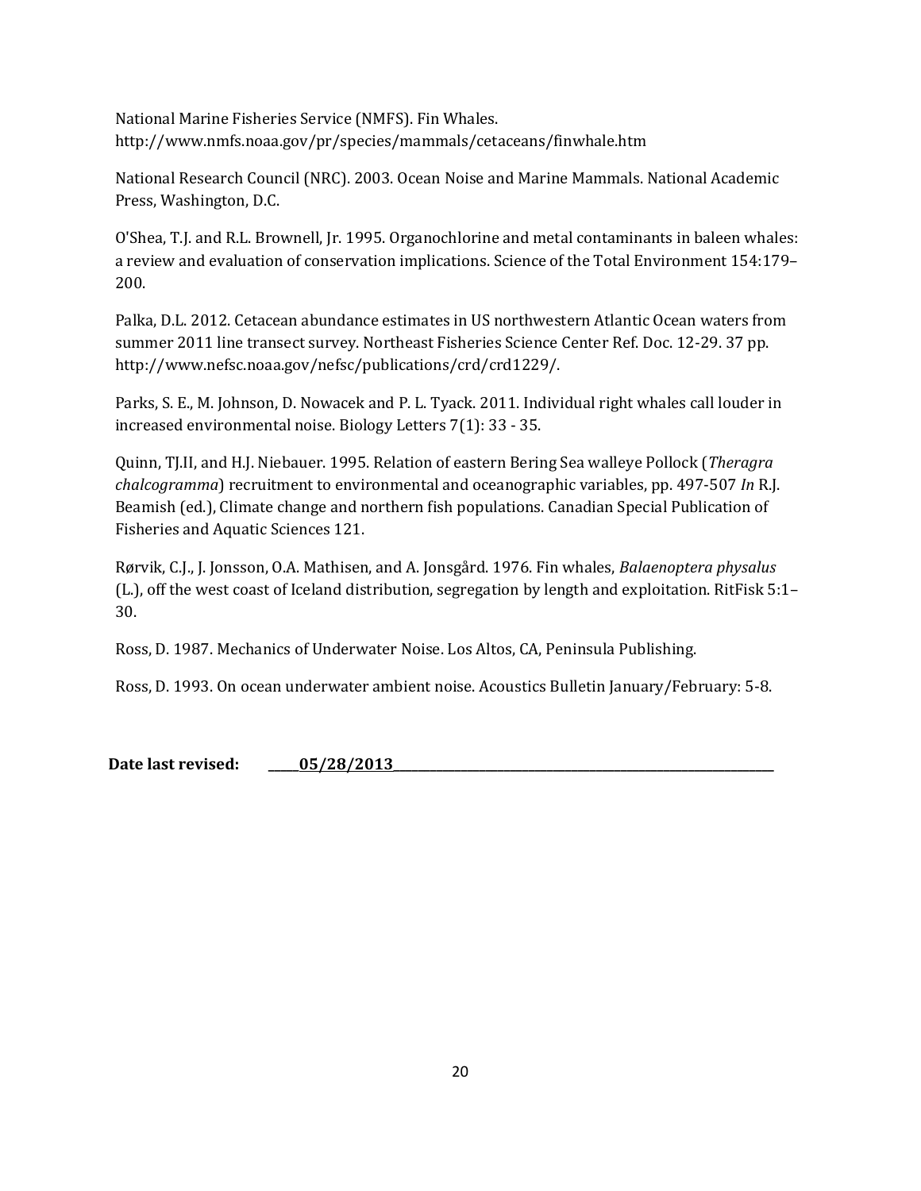National Marine Fisheries Service (NMFS). Fin Whales. http://www.nmfs.noaa.gov/pr/species/mammals/cetaceans/finwhale.htm

National Research Council (NRC). 2003. Ocean Noise and Marine Mammals. National Academic Press, Washington, D.C.

O'Shea, T.J. and R.L. Brownell, Jr. 1995. Organochlorine and metal contaminants in baleen whales: a review and evaluation of conservation implications. Science of the Total Environment 154:179–200.

Palka, D.L. 2012. Cetacean abundance estimates in US northwestern Atlantic Ocean waters from summer 2011 line transect survey. Northeast Fisheries Science Center Ref. Doc. 12-29. 37 pp. http://www.nefsc.noaa.gov/nefsc/publications/crd/crd1229/.

Parks, S. E., M. Johnson, D. Nowacek and P. L. Tyack. 2011. Individual right whales call louder in increased environmental noise. Biology Letters 7(1): 33 - 35.

Quinn, TJ.II, and H.J. Niebauer. 1995. Relation of eastern Bering Sea walleye Pollock (*Theragra chalcogramma*) recruitment to environmental and oceanographic variables, pp. 497-507 *In* R.J. Beamish (ed.), Climate change and northern fish populations. Canadian Special Publication of Fisheries and Aquatic Sciences 121.

Rørvik, C.J., J. Jonsson, O.A. Mathisen, and A. Jonsgård. 1976. Fin whales, *Balaenoptera physalus* (L.), off the west coast of Iceland distribution, segregation by length and exploitation. RitFisk 5:1–30.

Ross, D. 1987. Mechanics of Underwater Noise. Los Altos, CA, Peninsula Publishing.

Ross, D. 1993. On ocean underwater ambient noise. Acoustics Bulletin January/February: 5-8.

**Date last revised: 05/28/2013**